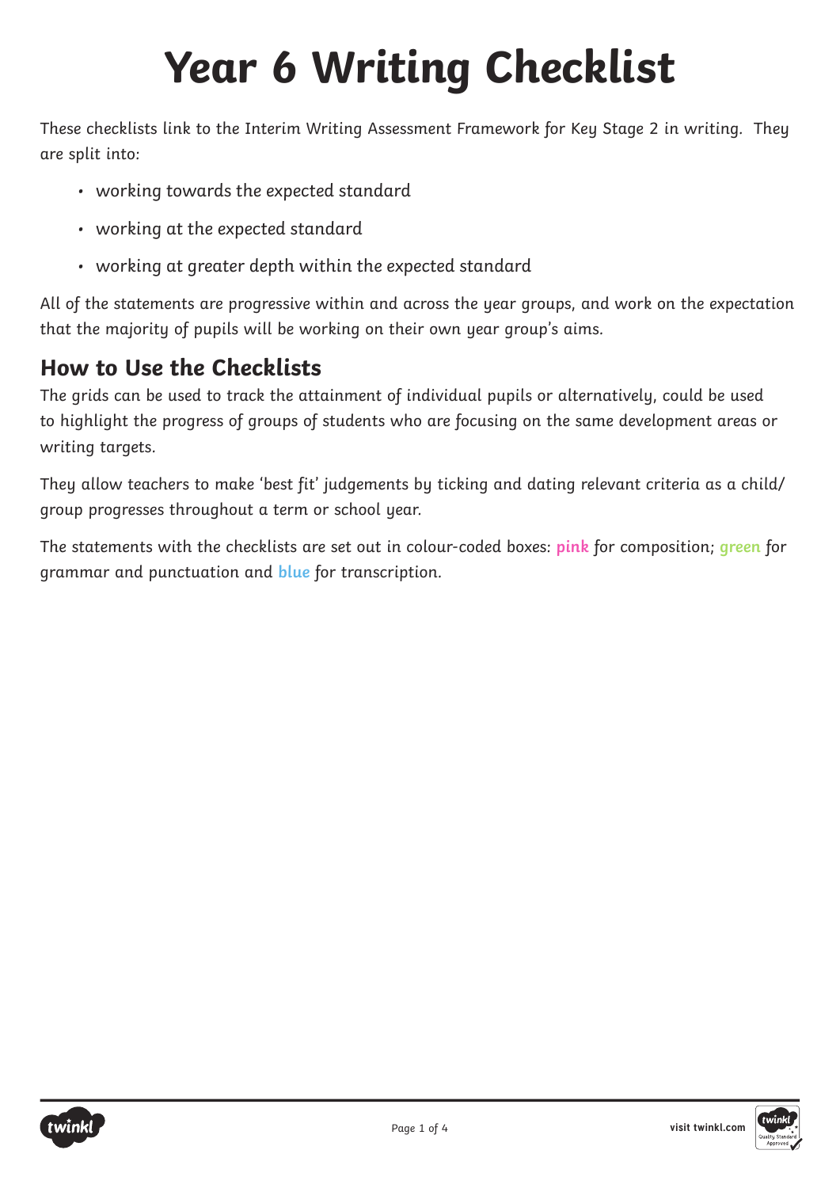# Year 6 Writing Checklist

These checklists link to the Interim Writing Assessment Framework for Key Stage 2 in writing. They are split into:

- working towards the expected standard
- working at the expected standard
- working at greater depth within the expected standard

All of the statements are progressive within and across the year groups, and work on the expectation that the majority of pupils will be working on their own year group's aims.

## How to Use the Checklists

The grids can be used to track the attainment of individual pupils or alternatively, could be used to highlight the progress of groups of students who are focusing on the same development areas or writing targets.

They allow teachers to make 'best fit' judgements by ticking and dating relevant criteria as a child/group progresses throughout a term or school year.

The statements with the checklists are set out in colour-coded boxes: **pink** for composition; **green** for grammar and punctuation and **blue** for transcription.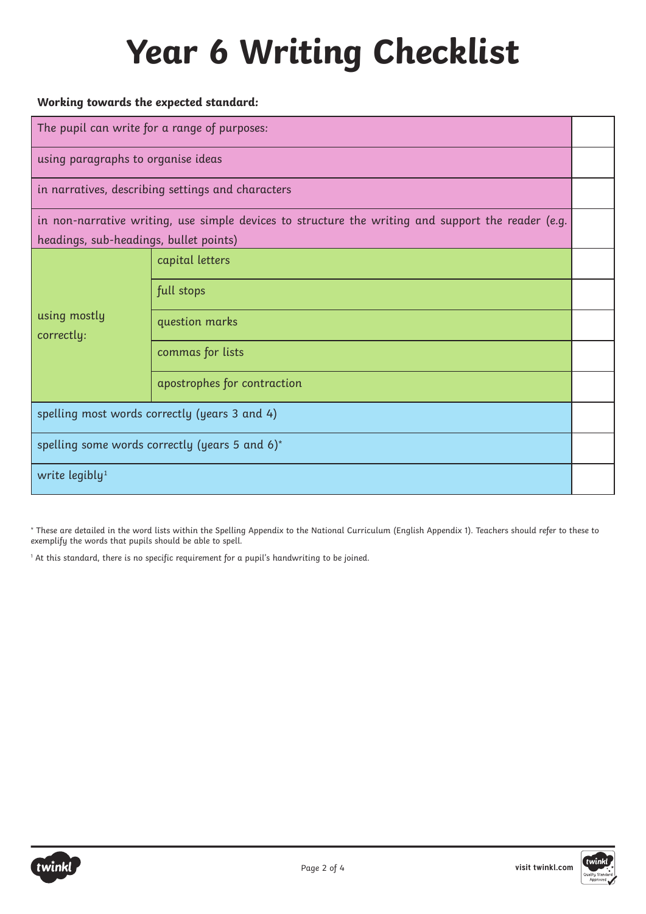# Year 6 Writing Checklist

**Working towards the expected standard:**

| | | |
|---|---|---|
| The pupil can write for a range of purposes: | | |
| using paragraphs to organise ideas | | |
| in narratives, describing settings and characters | | |
| in non-narrative writing, use simple devices to structure the writing and support the reader (e.g. headings, sub-headings, bullet points) | | |
| using mostly correctly: | capital letters | |
| | full stops | |
| | question marks | |
| | commas for lists | |
| | apostrophes for contraction | |
| spelling most words correctly (years 3 and 4) | | |
| spelling some words correctly (years 5 and 6)* | | |
| write legibly[1] | | |

* These are detailed in the word lists within the Spelling Appendix to the National Curriculum (English Appendix 1). Teachers should refer to these to exemplify the words that pupils should be able to spell.

[1] At this standard, there is no specific requirement for a pupil's handwriting to be joined.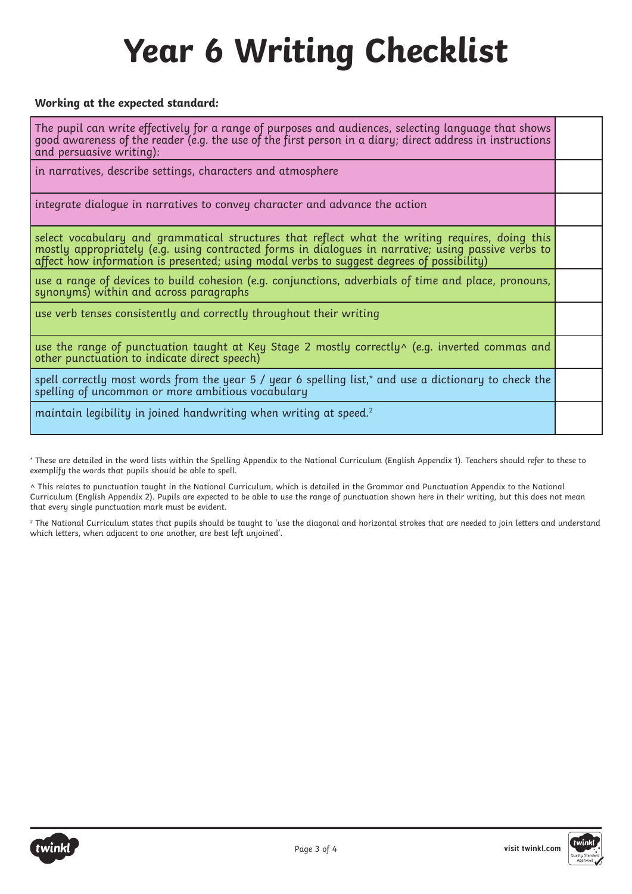# Year 6 Writing Checklist

**Working at the expected standard:**

| | |
|---|---|
| The pupil can write effectively for a range of purposes and audiences, selecting language that shows good awareness of the reader (e.g. the use of the first person in a diary; direct address in instructions and persuasive writing): | |
| in narratives, describe settings, characters and atmosphere | |
| integrate dialogue in narratives to convey character and advance the action | |
| select vocabulary and grammatical structures that reflect what the writing requires, doing this mostly appropriately (e.g. using contracted forms in dialogues in narrative; using passive verbs to affect how information is presented; using modal verbs to suggest degrees of possibility) | |
| use a range of devices to build cohesion (e.g. conjunctions, adverbials of time and place, pronouns, synonyms) within and across paragraphs | |
| use verb tenses consistently and correctly throughout their writing | |
| use the range of punctuation taught at Key Stage 2 mostly correctly^ (e.g. inverted commas and other punctuation to indicate direct speech) | |
| spell correctly most words from the year 5 / year 6 spelling list,* and use a dictionary to check the spelling of uncommon or more ambitious vocabulary | |
| maintain legibility in joined handwriting when writing at speed.[2] | |

* These are detailed in the word lists within the Spelling Appendix to the National Curriculum (English Appendix 1). Teachers should refer to these to exemplify the words that pupils should be able to spell.

^ This relates to punctuation taught in the National Curriculum, which is detailed in the Grammar and Punctuation Appendix to the National Curriculum (English Appendix 2). Pupils are expected to be able to use the range of punctuation shown here in their writing, but this does not mean that every single punctuation mark must be evident.

[2] The National Curriculum states that pupils should be taught to 'use the diagonal and horizontal strokes that are needed to join letters and understand which letters, when adjacent to one another, are best left unjoined'.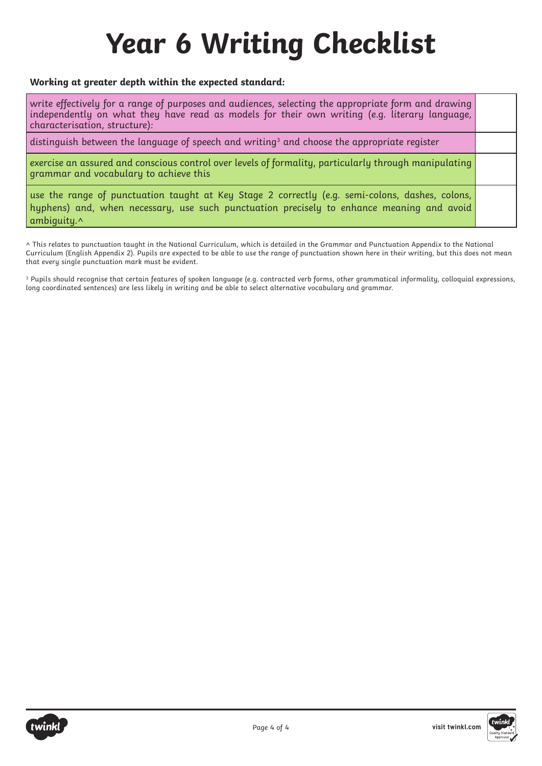# Year 6 Writing Checklist

**Working at greater depth within the expected standard:**

| | |
|---|---|
| write effectively for a range of purposes and audiences, selecting the appropriate form and drawing independently on what they have read as models for their own writing (e.g. literary language, characterisation, structure): | |
| distinguish between the language of speech and writing[3] and choose the appropriate register | |
| exercise an assured and conscious control over levels of formality, particularly through manipulating grammar and vocabulary to achieve this | |
| use the range of punctuation taught at Key Stage 2 correctly (e.g. semi-colons, dashes, colons, hyphens) and, when necessary, use such punctuation precisely to enhance meaning and avoid ambiguity.^ | |

^ This relates to punctuation taught in the National Curriculum, which is detailed in the Grammar and Punctuation Appendix to the National Curriculum (English Appendix 2). Pupils are expected to be able to use the range of punctuation shown here in their writing, but this does not mean that every single punctuation mark must be evident.

[3] Pupils should recognise that certain features of spoken language (e.g. contracted verb forms, other grammatical informality, colloquial expressions, long coordinated sentences) are less likely in writing and be able to select alternative vocabulary and grammar.